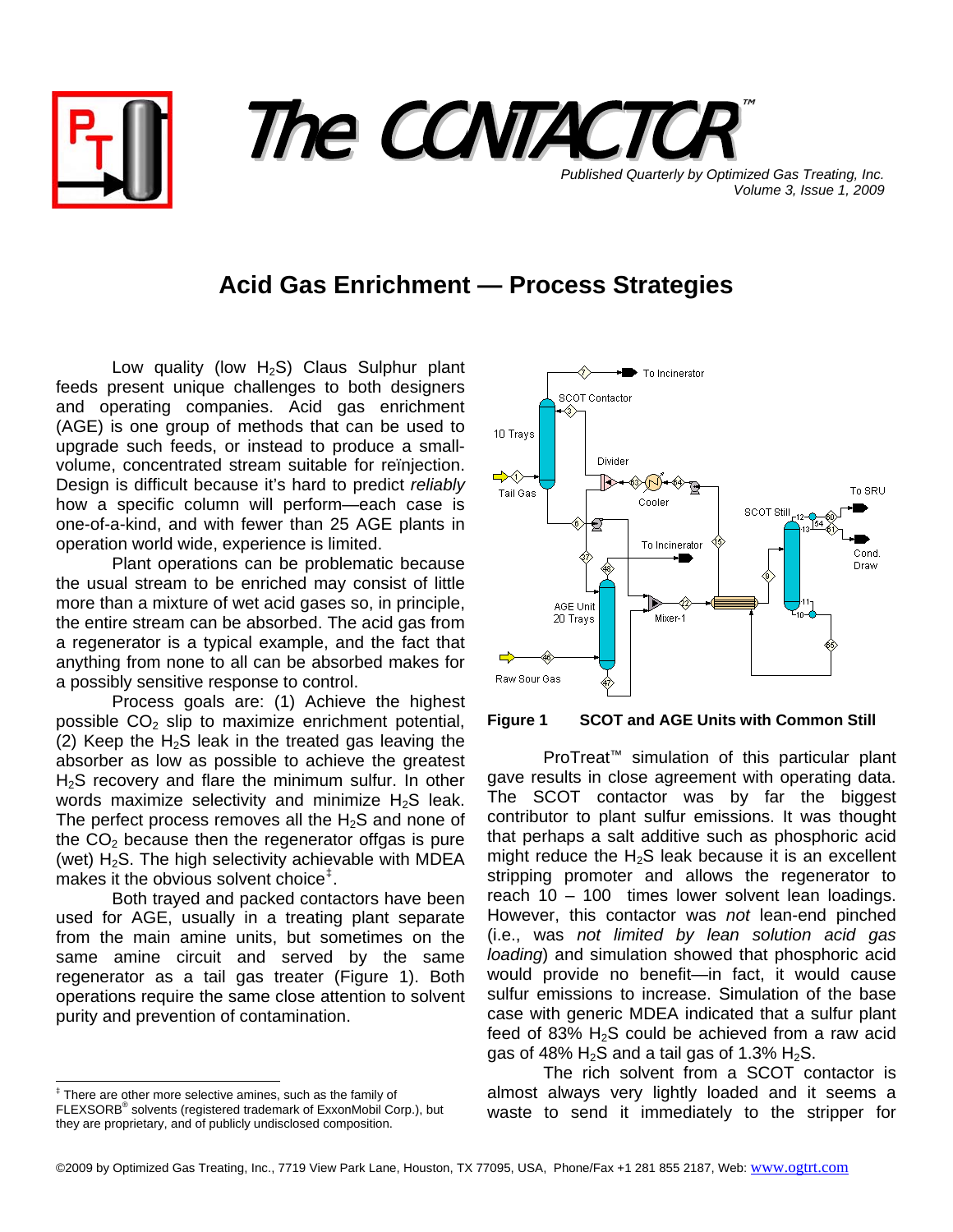# The CONTACTOR™

*Published Quarterly by Optimized Gas Treating, Inc.*
*Volume 3, Issue 1, 2009*

## Acid Gas Enrichment — Process Strategies

Low quality (low $H_2S$) Claus Sulphur plant feeds present unique challenges to both designers and operating companies. Acid gas enrichment (AGE) is one group of methods that can be used to upgrade such feeds, or instead to produce a small-volume, concentrated stream suitable for reïnjection. Design is difficult because it's hard to predict *reliably* how a specific column will perform—each case is one-of-a-kind, and with fewer than 25 AGE plants in operation world wide, experience is limited.

Plant operations can be problematic because the usual stream to be enriched may consist of little more than a mixture of wet acid gases so, in principle, the entire stream can be absorbed. The acid gas from a regenerator is a typical example, and the fact that anything from none to all can be absorbed makes for a possibly sensitive response to control.

Process goals are: (1) Achieve the highest possible $CO_2$ slip to maximize enrichment potential, (2) Keep the $H_2S$ leak in the treated gas leaving the absorber as low as possible to achieve the greatest $H_2S$ recovery and flare the minimum sulfur. In other words maximize selectivity and minimize $H_2S$ leak. The perfect process removes all the $H_2S$ and none of the $CO_2$ because then the regenerator offgas is pure (wet) $H_2S$. The high selectivity achievable with MDEA makes it the obvious solvent choice[‡].

Both trayed and packed contactors have been used for AGE, usually in a treating plant separate from the main amine units, but sometimes on the same amine circuit and served by the same regenerator as a tail gas treater (Figure 1). Both operations require the same close attention to solvent purity and prevention of contamination.

**Figure 1 SCOT and AGE Units with Common Still**

ProTreat™ simulation of this particular plant gave results in close agreement with operating data. The SCOT contactor was by far the biggest contributor to plant sulfur emissions. It was thought that perhaps a salt additive such as phosphoric acid might reduce the $H_2S$ leak because it is an excellent stripping promoter and allows the regenerator to reach 10 – 100 times lower solvent lean loadings. However, this contactor was *not* lean-end pinched (i.e., was *not limited by lean solution acid gas loading*) and simulation showed that phosphoric acid would provide no benefit—in fact, it would cause sulfur emissions to increase. Simulation of the base case with generic MDEA indicated that a sulfur plant feed of 83% $H_2S$ could be achieved from a raw acid gas of 48% $H_2S$ and a tail gas of 1.3% $H_2S$.

The rich solvent from a SCOT contactor is almost always very lightly loaded and it seems a waste to send it immediately to the stripper for

---

[‡] There are other more selective amines, such as the family of FLEXSORB® solvents (registered trademark of ExxonMobil Corp.), but they are proprietary, and of publicly undisclosed composition.

©2009 by Optimized Gas Treating, Inc., 7719 View Park Lane, Houston, TX 77095, USA, Phone/Fax +1 281 855 2187, Web: www.ogtrt.com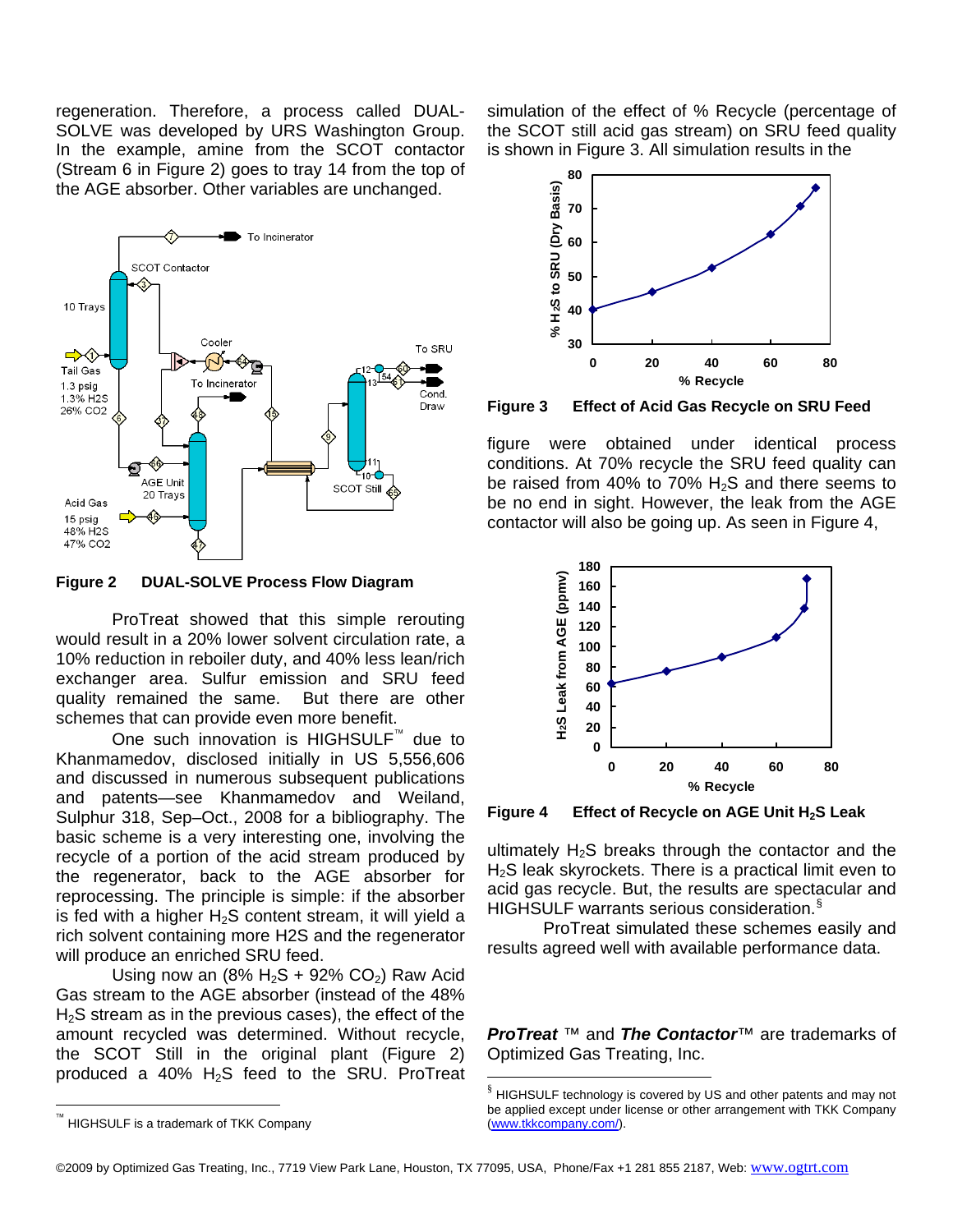regeneration. Therefore, a process called DUAL-SOLVE was developed by URS Washington Group. In the example, amine from the SCOT contactor (Stream 6 in Figure 2) goes to tray 14 from the top of the AGE absorber. Other variables are unchanged.

To Incinerator
SCOT Contactor
10 Trays
Tail Gas
1.3 psig
1.3% H2S
26% CO2
Cooler
To Incinerator
To SRU
Cond. Draw
AGE Unit
20 Trays
Acid Gas
15 psig
48% H2S
47% CO2
SCOT Still

**Figure 2 DUAL-SOLVE Process Flow Diagram**

ProTreat showed that this simple rerouting would result in a 20% lower solvent circulation rate, a 10% reduction in reboiler duty, and 40% less lean/rich exchanger area. Sulfur emission and SRU feed quality remained the same. But there are other schemes that can provide even more benefit.

One such innovation is HIGHSULF™ due to Khanmamedov, disclosed initially in US 5,556,606 and discussed in numerous subsequent publications and patents—see Khanmamedov and Weiland, Sulphur 318, Sep–Oct., 2008 for a bibliography. The basic scheme is a very interesting one, involving the recycle of a portion of the acid stream produced by the regenerator, back to the AGE absorber for reprocessing. The principle is simple: if the absorber is fed with a higher $H_2S$ content stream, it will yield a rich solvent containing more H2S and the regenerator will produce an enriched SRU feed.

Using now an (8% $H_2S$ + 92% $CO_2$) Raw Acid Gas stream to the AGE absorber (instead of the 48% $H_2S$ stream as in the previous cases), the effect of the amount recycled was determined. Without recycle, the SCOT Still in the original plant (Figure 2) produced a 40% $H_2S$ feed to the SRU. ProTreat simulation of the effect of % Recycle (percentage of the SCOT still acid gas stream) on SRU feed quality is shown in Figure 3. All simulation results in the

% H2S to SRU (Dry Basis)
% Recycle

**Figure 3 Effect of Acid Gas Recycle on SRU Feed**

figure were obtained under identical process conditions. At 70% recycle the SRU feed quality can be raised from 40% to 70% $H_2S$ and there seems to be no end in sight. However, the leak from the AGE contactor will also be going up. As seen in Figure 4,

H2S Leak from AGE (ppmv)
% Recycle

**Figure 4 Effect of Recycle on AGE Unit $H_2S$ Leak**

ultimately $H_2S$ breaks through the contactor and the $H_2S$ leak skyrockets. There is a practical limit even to acid gas recycle. But, the results are spectacular and HIGHSULF warrants serious consideration.[§]

ProTreat simulated these schemes easily and results agreed well with available performance data.

***ProTreat*** ™ and ***The Contactor***™ are trademarks of Optimized Gas Treating, Inc.

™ HIGHSULF is a trademark of TKK Company

§ HIGHSULF technology is covered by US and other patents and may not be applied except under license or other arrangement with TKK Company (www.tkkcompany.com/).

©2009 by Optimized Gas Treating, Inc., 7719 View Park Lane, Houston, TX 77095, USA, Phone/Fax +1 281 855 2187, Web: www.ogtrt.com